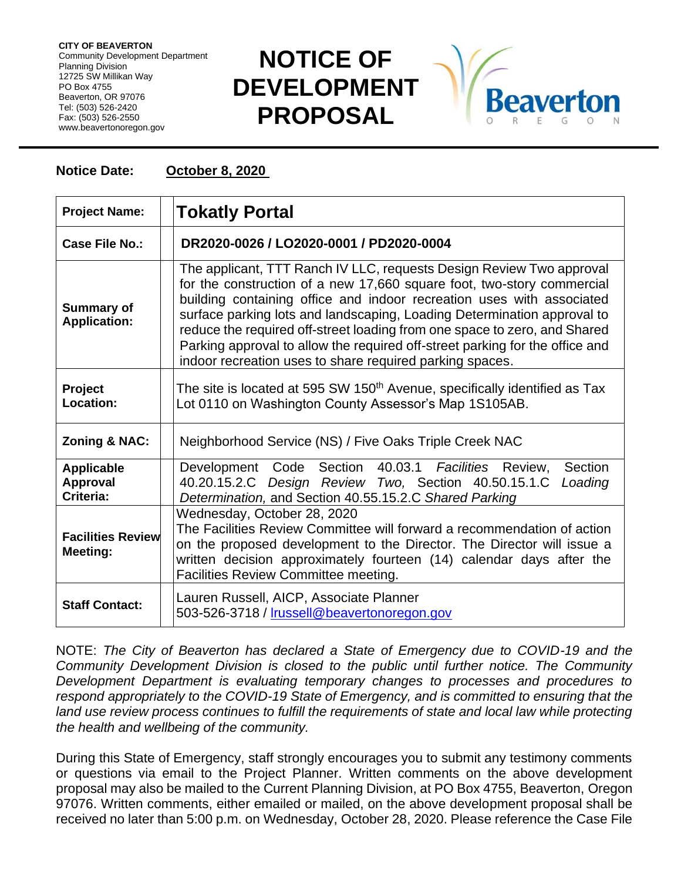**CITY OF BEAVERTON**
Community Development Department
Planning Division
12725 SW Millikan Way
PO Box 4755
Beaverton, OR 97076
Tel: (503) 526-2420
Fax: (503) 526-2550
www.beavertonoregon.gov

# NOTICE OF DEVELOPMENT PROPOSAL

**Notice Date:** **October 8, 2020**

| | |
|---|---|
| **Project Name:** | **Tokatly Portal** |
| **Case File No.:** | **DR2020-0026 / LO2020-0001 / PD2020-0004** |
| **Summary of Application:** | The applicant, TTT Ranch IV LLC, requests Design Review Two approval for the construction of a new 17,660 square foot, two-story commercial building containing office and indoor recreation uses with associated surface parking lots and landscaping, Loading Determination approval to reduce the required off-street loading from one space to zero, and Shared Parking approval to allow the required off-street parking for the office and indoor recreation uses to share required parking spaces. |
| **Project Location:** | The site is located at 595 SW 150th Avenue, specifically identified as Tax Lot 0110 on Washington County Assessor's Map 1S105AB. |
| **Zoning & NAC:** | Neighborhood Service (NS) / Five Oaks Triple Creek NAC |
| **Applicable Approval Criteria:** | Development Code Section 40.03.1 *Facilities* Review, Section 40.20.15.2.C *Design Review Two,* Section 40.50.15.1.C *Loading Determination,* and Section 40.55.15.2.C *Shared Parking* |
| **Facilities Review Meeting:** | Wednesday, October 28, 2020<br>The Facilities Review Committee will forward a recommendation of action on the proposed development to the Director. The Director will issue a written decision approximately fourteen (14) calendar days after the Facilities Review Committee meeting. |
| **Staff Contact:** | Lauren Russell, AICP, Associate Planner<br>503-526-3718 / lrussell@beavertonoregon.gov |

NOTE: *The City of Beaverton has declared a State of Emergency due to COVID-19 and the Community Development Division is closed to the public until further notice. The Community Development Department is evaluating temporary changes to processes and procedures to respond appropriately to the COVID-19 State of Emergency, and is committed to ensuring that the land use review process continues to fulfill the requirements of state and local law while protecting the health and wellbeing of the community.*

During this State of Emergency, staff strongly encourages you to submit any testimony comments or questions via email to the Project Planner. Written comments on the above development proposal may also be mailed to the Current Planning Division, at PO Box 4755, Beaverton, Oregon 97076. Written comments, either emailed or mailed, on the above development proposal shall be received no later than 5:00 p.m. on Wednesday, October 28, 2020. Please reference the Case File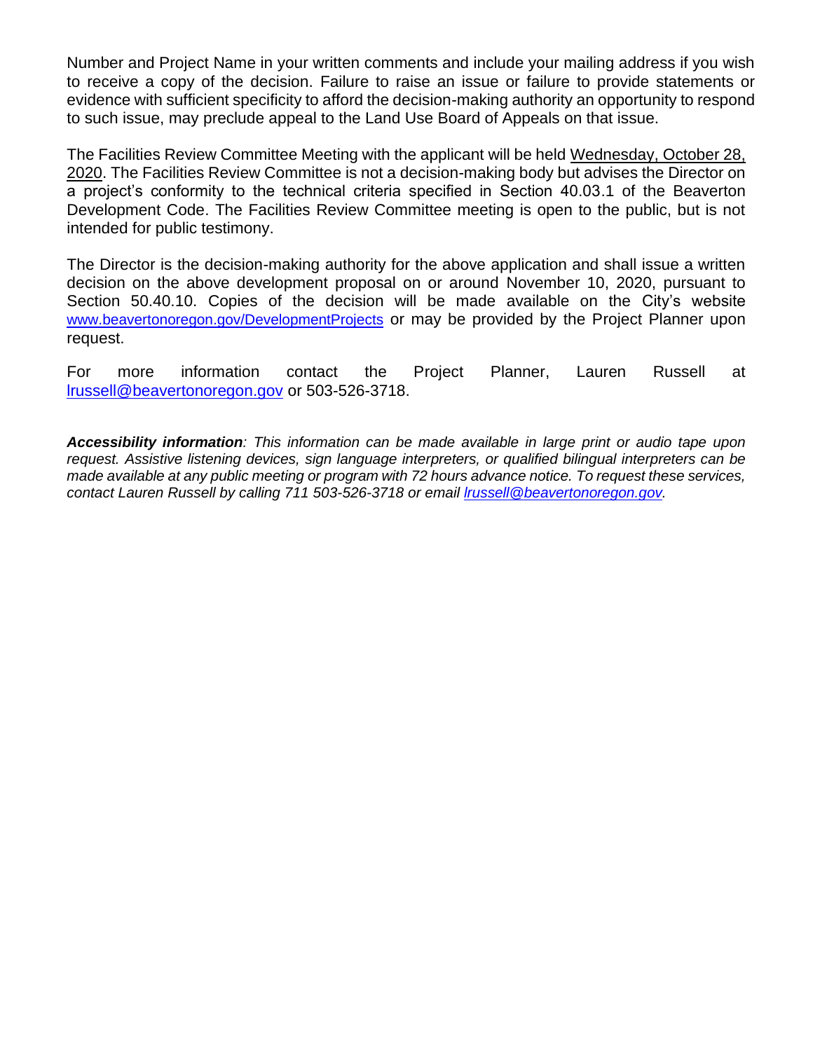Number and Project Name in your written comments and include your mailing address if you wish to receive a copy of the decision. Failure to raise an issue or failure to provide statements or evidence with sufficient specificity to afford the decision-making authority an opportunity to respond to such issue, may preclude appeal to the Land Use Board of Appeals on that issue.

The Facilities Review Committee Meeting with the applicant will be held Wednesday, October 28, 2020. The Facilities Review Committee is not a decision-making body but advises the Director on a project's conformity to the technical criteria specified in Section 40.03.1 of the Beaverton Development Code. The Facilities Review Committee meeting is open to the public, but is not intended for public testimony.

The Director is the decision-making authority for the above application and shall issue a written decision on the above development proposal on or around November 10, 2020, pursuant to Section 50.40.10. Copies of the decision will be made available on the City's website www.beavertonoregon.gov/DevelopmentProjects or may be provided by the Project Planner upon request.

For more information contact the Project Planner, Lauren Russell at lrussell@beavertonoregon.gov or 503-526-3718.

***Accessibility information****: This information can be made available in large print or audio tape upon request. Assistive listening devices, sign language interpreters, or qualified bilingual interpreters can be made available at any public meeting or program with 72 hours advance notice. To request these services, contact Lauren Russell by calling 711 503-526-3718 or email lrussell@beavertonoregon.gov.*